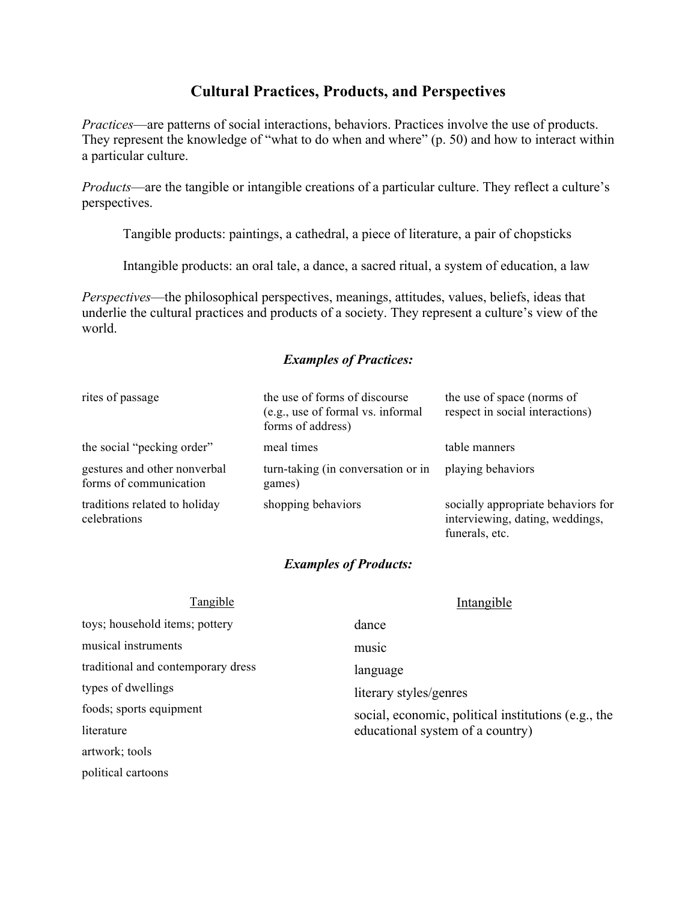# Cultural Practices, Products, and Perspectives

*Practices*—are patterns of social interactions, behaviors. Practices involve the use of products. They represent the knowledge of "what to do when and where" (p. 50) and how to interact within a particular culture.

*Products*—are the tangible or intangible creations of a particular culture. They reflect a culture's perspectives.

> Tangible products: paintings, a cathedral, a piece of literature, a pair of chopsticks
>
> Intangible products: an oral tale, a dance, a sacred ritual, a system of education, a law

*Perspectives*—the philosophical perspectives, meanings, attitudes, values, beliefs, ideas that underlie the cultural practices and products of a society. They represent a culture's view of the world.

### *Examples of Practices:*

| | | |
|---|---|---|
| rites of passage | the use of forms of discourse (e.g., use of formal vs. informal forms of address) | the use of space (norms of respect in social interactions) |
| the social "pecking order" | meal times | table manners |
| gestures and other nonverbal forms of communication | turn-taking (in conversation or in games) | playing behaviors |
| traditions related to holiday celebrations | shopping behaviors | socially appropriate behaviors for interviewing, dating, weddings, funerals, etc. |

### *Examples of Products:*

| Tangible | Intangible |
|---|---|
| toys; household items; pottery | dance |
| musical instruments | music |
| traditional and contemporary dress | language |
| types of dwellings | literary styles/genres |
| foods; sports equipment | social, economic, political institutions (e.g., the educational system of a country) |
| literature | |
| artwork; tools | |
| political cartoons | |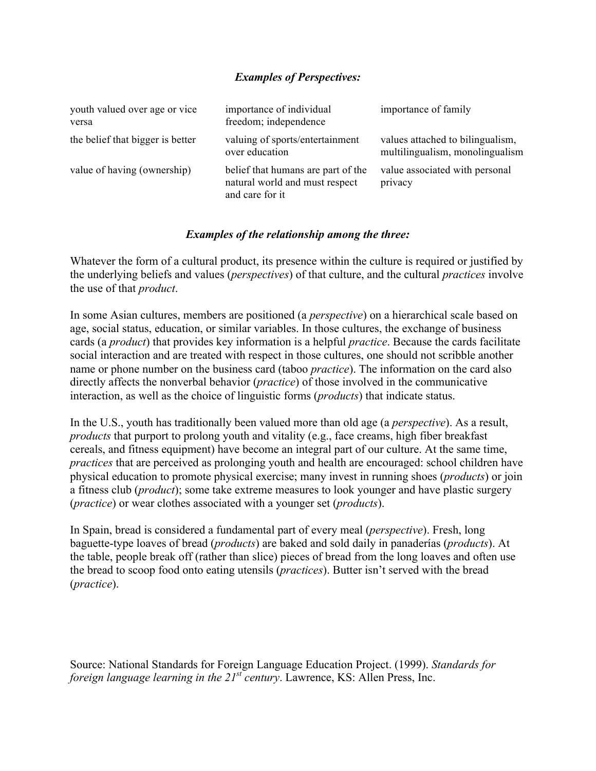## *Examples of Perspectives:*

| | | |
|---|---|---|
| youth valued over age or vice versa | importance of individual freedom; independence | importance of family |
| the belief that bigger is better | valuing of sports/entertainment over education | values attached to bilingualism, multilingualism, monolingualism |
| value of having (ownership) | belief that humans are part of the natural world and must respect and care for it | value associated with personal privacy |

## *Examples of the relationship among the three:*

Whatever the form of a cultural product, its presence within the culture is required or justified by the underlying beliefs and values (*perspectives*) of that culture, and the cultural *practices* involve the use of that *product*.

In some Asian cultures, members are positioned (a *perspective*) on a hierarchical scale based on age, social status, education, or similar variables. In those cultures, the exchange of business cards (a *product*) that provides key information is a helpful *practice*. Because the cards facilitate social interaction and are treated with respect in those cultures, one should not scribble another name or phone number on the business card (taboo *practice*). The information on the card also directly affects the nonverbal behavior (*practice*) of those involved in the communicative interaction, as well as the choice of linguistic forms (*products*) that indicate status.

In the U.S., youth has traditionally been valued more than old age (a *perspective*). As a result, *products* that purport to prolong youth and vitality (e.g., face creams, high fiber breakfast cereals, and fitness equipment) have become an integral part of our culture. At the same time, *practices* that are perceived as prolonging youth and health are encouraged: school children have physical education to promote physical exercise; many invest in running shoes (*products*) or join a fitness club (*product*); some take extreme measures to look younger and have plastic surgery (*practice*) or wear clothes associated with a younger set (*products*).

In Spain, bread is considered a fundamental part of every meal (*perspective*). Fresh, long baguette-type loaves of bread (*products*) are baked and sold daily in panaderías (*products*). At the table, people break off (rather than slice) pieces of bread from the long loaves and often use the bread to scoop food onto eating utensils (*practices*). Butter isn't served with the bread (*practice*).

Source: National Standards for Foreign Language Education Project. (1999). *Standards for foreign language learning in the 21st century*. Lawrence, KS: Allen Press, Inc.